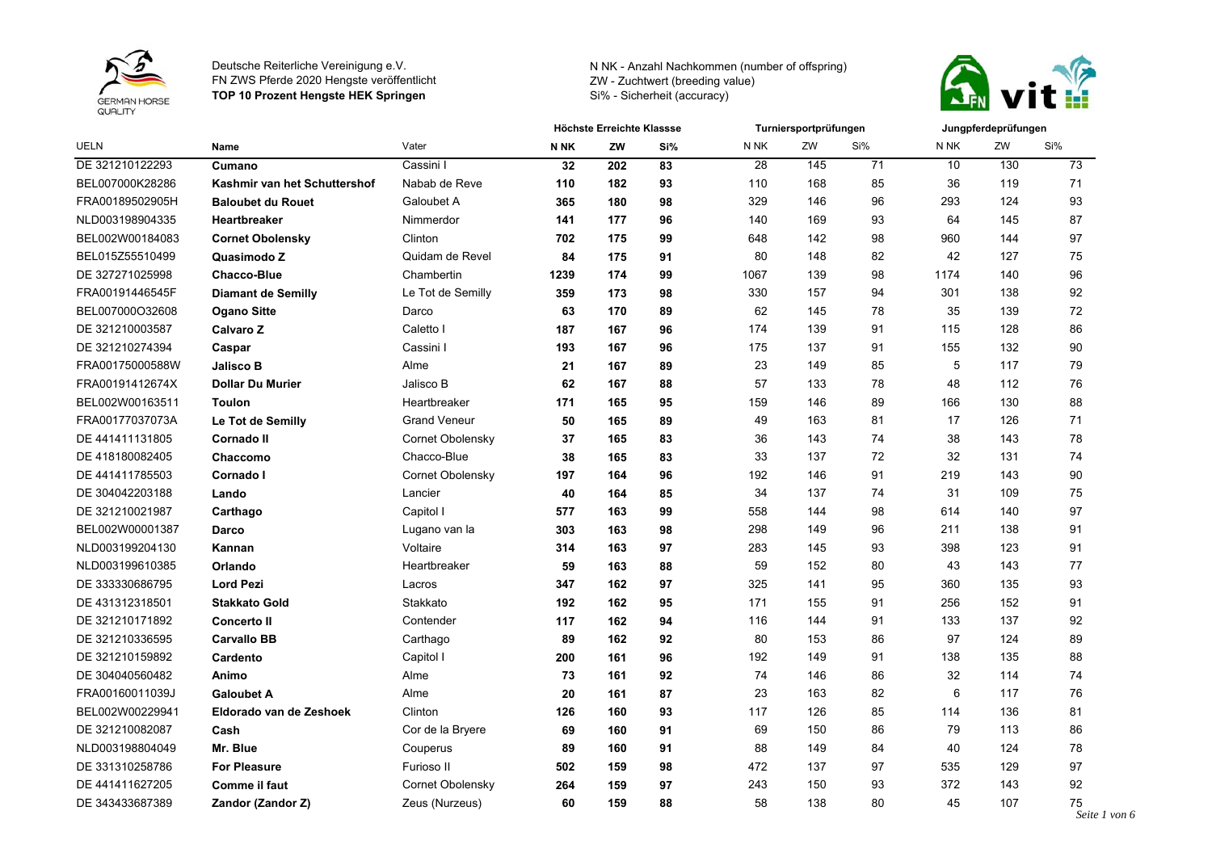Deutsche Reiterliche Vereinigung e.V.
FN ZWS Pferde 2020 Hengste veröffentlicht
**TOP 10 Prozent Hengste HEK Springen**

N NK - Anzahl Nachkommen (number of offspring)
ZW - Zuchtwert (breeding value)
Si% - Sicherheit (accuracy)

| | | | Höchste Erreichte Klassse | | | Turniersportprüfungen | | | Jungpferdeprüfungen | | |
|---|---|---|---|---|---|---|---|---|---|---|---|
| UELN | Name | Vater | N NK | ZW | Si% | N NK | ZW | Si% | N NK | ZW | Si% |
| DE 321210122293 | **Cumano** | Cassini I | **32** | **202** | **83** | 28 | 145 | 71 | 10 | 130 | 73 |
| BEL007000K28286 | **Kashmir van het Schuttershof** | Nabab de Reve | **110** | **182** | **93** | 110 | 168 | 85 | 36 | 119 | 71 |
| FRA00189502905H | **Baloubet du Rouet** | Galoubet A | **365** | **180** | **98** | 329 | 146 | 96 | 293 | 124 | 93 |
| NLD003198904335 | **Heartbreaker** | Nimmerdor | **141** | **177** | **96** | 140 | 169 | 93 | 64 | 145 | 87 |
| BEL002W00184083 | **Cornet Obolensky** | Clinton | **702** | **175** | **99** | 648 | 142 | 98 | 960 | 144 | 97 |
| BEL015Z55510499 | **Quasimodo Z** | Quidam de Revel | **84** | **175** | **91** | 80 | 148 | 82 | 42 | 127 | 75 |
| DE 327271025998 | **Chacco-Blue** | Chambertin | **1239** | **174** | **99** | 1067 | 139 | 98 | 1174 | 140 | 96 |
| FRA00191446545F | **Diamant de Semilly** | Le Tot de Semilly | **359** | **173** | **98** | 330 | 157 | 94 | 301 | 138 | 92 |
| BEL007000O32608 | **Ogano Sitte** | Darco | **63** | **170** | **89** | 62 | 145 | 78 | 35 | 139 | 72 |
| DE 321210003587 | **Calvaro Z** | Caletto I | **187** | **167** | **96** | 174 | 139 | 91 | 115 | 128 | 86 |
| DE 321210274394 | **Caspar** | Cassini I | **193** | **167** | **96** | 175 | 137 | 91 | 155 | 132 | 90 |
| FRA00175000588W | **Jalisco B** | Alme | **21** | **167** | **89** | 23 | 149 | 85 | 5 | 117 | 79 |
| FRA00191412674X | **Dollar Du Murier** | Jalisco B | **62** | **167** | **88** | 57 | 133 | 78 | 48 | 112 | 76 |
| BEL002W00163511 | **Toulon** | Heartbreaker | **171** | **165** | **95** | 159 | 146 | 89 | 166 | 130 | 88 |
| FRA00177037073A | **Le Tot de Semilly** | Grand Veneur | **50** | **165** | **89** | 49 | 163 | 81 | 17 | 126 | 71 |
| DE 441411131805 | **Cornado II** | Cornet Obolensky | **37** | **165** | **83** | 36 | 143 | 74 | 38 | 143 | 78 |
| DE 418180082405 | **Chaccomo** | Chacco-Blue | **38** | **165** | **83** | 33 | 137 | 72 | 32 | 131 | 74 |
| DE 441411785503 | **Cornado I** | Cornet Obolensky | **197** | **164** | **96** | 192 | 146 | 91 | 219 | 143 | 90 |
| DE 304042203188 | **Lando** | Lancier | **40** | **164** | **85** | 34 | 137 | 74 | 31 | 109 | 75 |
| DE 321210021987 | **Carthago** | Capitol I | **577** | **163** | **99** | 558 | 144 | 98 | 614 | 140 | 97 |
| BEL002W00001387 | **Darco** | Lugano van la | **303** | **163** | **98** | 298 | 149 | 96 | 211 | 138 | 91 |
| NLD003199204130 | **Kannan** | Voltaire | **314** | **163** | **97** | 283 | 145 | 93 | 398 | 123 | 91 |
| NLD003199610385 | **Orlando** | Heartbreaker | **59** | **163** | **88** | 59 | 152 | 80 | 43 | 143 | 77 |
| DE 333330686795 | **Lord Pezi** | Lacros | **347** | **162** | **97** | 325 | 141 | 95 | 360 | 135 | 93 |
| DE 431312318501 | **Stakkato Gold** | Stakkato | **192** | **162** | **95** | 171 | 155 | 91 | 256 | 152 | 91 |
| DE 321210171892 | **Concerto II** | Contender | **117** | **162** | **94** | 116 | 144 | 91 | 133 | 137 | 92 |
| DE 321210336595 | **Carvallo BB** | Carthago | **89** | **162** | **92** | 80 | 153 | 86 | 97 | 124 | 89 |
| DE 321210159892 | **Cardento** | Capitol I | **200** | **161** | **96** | 192 | 149 | 91 | 138 | 135 | 88 |
| DE 304040560482 | **Animo** | Alme | **73** | **161** | **92** | 74 | 146 | 86 | 32 | 114 | 74 |
| FRA00160011039J | **Galoubet A** | Alme | **20** | **161** | **87** | 23 | 163 | 82 | 6 | 117 | 76 |
| BEL002W00229941 | **Eldorado van de Zeshoek** | Clinton | **126** | **160** | **93** | 117 | 126 | 85 | 114 | 136 | 81 |
| DE 321210082087 | **Cash** | Cor de la Bryere | **69** | **160** | **91** | 69 | 150 | 86 | 79 | 113 | 86 |
| NLD003198804049 | **Mr. Blue** | Couperus | **89** | **160** | **91** | 88 | 149 | 84 | 40 | 124 | 78 |
| DE 331310258786 | **For Pleasure** | Furioso II | **502** | **159** | **98** | 472 | 137 | 97 | 535 | 129 | 97 |
| DE 441411627205 | **Comme il faut** | Cornet Obolensky | **264** | **159** | **97** | 243 | 150 | 93 | 372 | 143 | 92 |
| DE 343433687389 | **Zandor (Zandor Z)** | Zeus (Nurzeus) | **60** | **159** | **88** | 58 | 138 | 80 | 45 | 107 | 75 |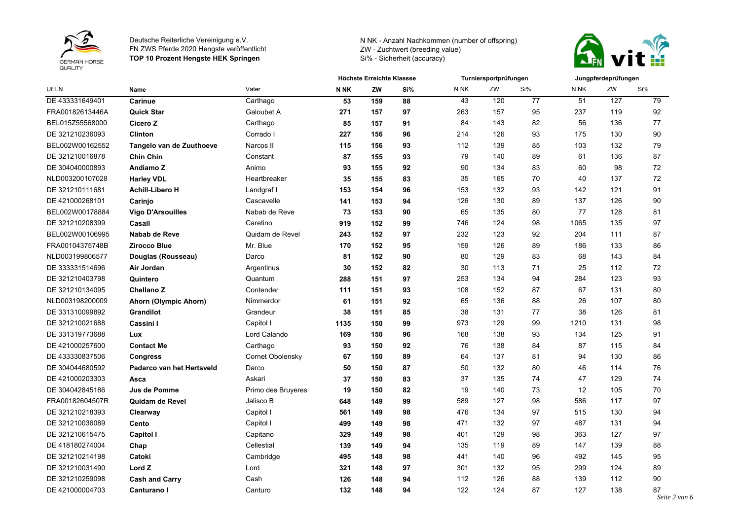Deutsche Reiterliche Vereinigung e.V.
FN ZWS Pferde 2020 Hengste veröffentlicht
**TOP 10 Prozent Hengste HEK Springen**

N NK - Anzahl Nachkommen (number of offspring)
ZW - Zuchtwert (breeding value)
Si% - Sicherheit (accuracy)

| | | | Höchste Erreichte Klassse | | | Turniersportprüfungen | | | Jungpferdeprüfungen | | |
|---|---|---|---|---|---|---|---|---|---|---|---|
| UELN | Name | Vater | N NK | ZW | Si% | N NK | ZW | Si% | N NK | ZW | Si% |
| DE 433331649401 | **Carinue** | Carthago | **53** | **159** | **88** | 43 | 120 | 77 | 51 | 127 | 79 |
| FRA00182613446A | **Quick Star** | Galoubet A | **271** | **157** | **97** | 263 | 157 | 95 | 237 | 119 | 92 |
| BEL015Z55568000 | **Cicero Z** | Carthago | **85** | **157** | **91** | 84 | 143 | 82 | 56 | 136 | 77 |
| DE 321210236093 | **Clinton** | Corrado I | **227** | **156** | **96** | 214 | 126 | 93 | 175 | 130 | 90 |
| BEL002W00162552 | **Tangelo van de Zuuthoeve** | Narcos II | **115** | **156** | **93** | 112 | 139 | 85 | 103 | 132 | 79 |
| DE 321210016878 | **Chin Chin** | Constant | **87** | **155** | **93** | 79 | 140 | 89 | 61 | 136 | 87 |
| DE 304040000893 | **Andiamo Z** | Animo | **93** | **155** | **92** | 90 | 134 | 83 | 60 | 98 | 72 |
| NLD003200107028 | **Harley VDL** | Heartbreaker | **35** | **155** | **83** | 35 | 165 | 70 | 40 | 137 | 72 |
| DE 321210111681 | **Achill-Libero H** | Landgraf I | **153** | **154** | **96** | 153 | 132 | 93 | 142 | 121 | 91 |
| DE 421000268101 | **Carinjo** | Cascavelle | **141** | **153** | **94** | 126 | 130 | 89 | 137 | 126 | 90 |
| BEL002W00178884 | **Vigo D'Arsouilles** | Nabab de Reve | **73** | **153** | **90** | 65 | 135 | 80 | 77 | 128 | 81 |
| DE 321210208399 | **Casall** | Caretino | **919** | **152** | **99** | 746 | 124 | 98 | 1065 | 135 | 97 |
| BEL002W00106995 | **Nabab de Reve** | Quidam de Revel | **243** | **152** | **97** | 232 | 123 | 92 | 204 | 111 | 87 |
| FRA00104375748B | **Zirocco Blue** | Mr. Blue | **170** | **152** | **95** | 159 | 126 | 89 | 186 | 133 | 86 |
| NLD003199806577 | **Douglas (Rousseau)** | Darco | **81** | **152** | **90** | 80 | 129 | 83 | 68 | 143 | 84 |
| DE 333331514696 | **Air Jordan** | Argentinus | **30** | **152** | **82** | 30 | 113 | 71 | 25 | 112 | 72 |
| DE 321210403798 | **Quintero** | Quantum | **288** | **151** | **97** | 253 | 134 | 94 | 284 | 123 | 93 |
| DE 321210134095 | **Chellano Z** | Contender | **111** | **151** | **93** | 108 | 152 | 87 | 67 | 131 | 80 |
| NLD003198200009 | **Ahorn (Olympic Ahorn)** | Nimmerdor | **61** | **151** | **92** | 65 | 136 | 88 | 26 | 107 | 80 |
| DE 331310099892 | **Grandilot** | Grandeur | **38** | **151** | **85** | 38 | 131 | 77 | 38 | 126 | 81 |
| DE 321210021688 | **Cassini I** | Capitol I | **1135** | **150** | **99** | 973 | 129 | 99 | 1210 | 131 | 98 |
| DE 331319773688 | **Lux** | Lord Calando | **169** | **150** | **96** | 168 | 138 | 93 | 134 | 125 | 91 |
| DE 421000257600 | **Contact Me** | Carthago | **93** | **150** | **92** | 76 | 138 | 84 | 87 | 115 | 84 |
| DE 433330837506 | **Congress** | Cornet Obolensky | **67** | **150** | **89** | 64 | 137 | 81 | 94 | 130 | 86 |
| DE 304044680592 | **Padarco van het Hertsveld** | Darco | **50** | **150** | **87** | 50 | 132 | 80 | 46 | 114 | 76 |
| DE 421000203303 | **Asca** | Askari | **37** | **150** | **83** | 37 | 135 | 74 | 47 | 129 | 74 |
| DE 304042845186 | **Jus de Pomme** | Primo des Bruyeres | **19** | **150** | **82** | 19 | 140 | 73 | 12 | 105 | 70 |
| FRA00182604507R | **Quidam de Revel** | Jalisco B | **648** | **149** | **99** | 589 | 127 | 98 | 586 | 117 | 97 |
| DE 321210218393 | **Clearway** | Capitol I | **561** | **149** | **98** | 476 | 134 | 97 | 515 | 130 | 94 |
| DE 321210036089 | **Cento** | Capitol I | **499** | **149** | **98** | 471 | 132 | 97 | 487 | 131 | 94 |
| DE 321210615475 | **Capitol I** | Capitano | **329** | **149** | **98** | 401 | 129 | 98 | 363 | 127 | 97 |
| DE 418180274004 | **Chap** | Cellestial | **139** | **149** | **94** | 135 | 119 | 89 | 147 | 139 | 88 |
| DE 321210214198 | **Catoki** | Cambridge | **495** | **148** | **98** | 441 | 140 | 96 | 492 | 145 | 95 |
| DE 321210031490 | **Lord Z** | Lord | **321** | **148** | **97** | 301 | 132 | 95 | 299 | 124 | 89 |
| DE 321210259098 | **Cash and Carry** | Cash | **126** | **148** | **94** | 112 | 126 | 88 | 139 | 112 | 90 |
| DE 421000004703 | **Canturano I** | Canturo | **132** | **148** | **94** | 122 | 124 | 87 | 127 | 138 | 87 |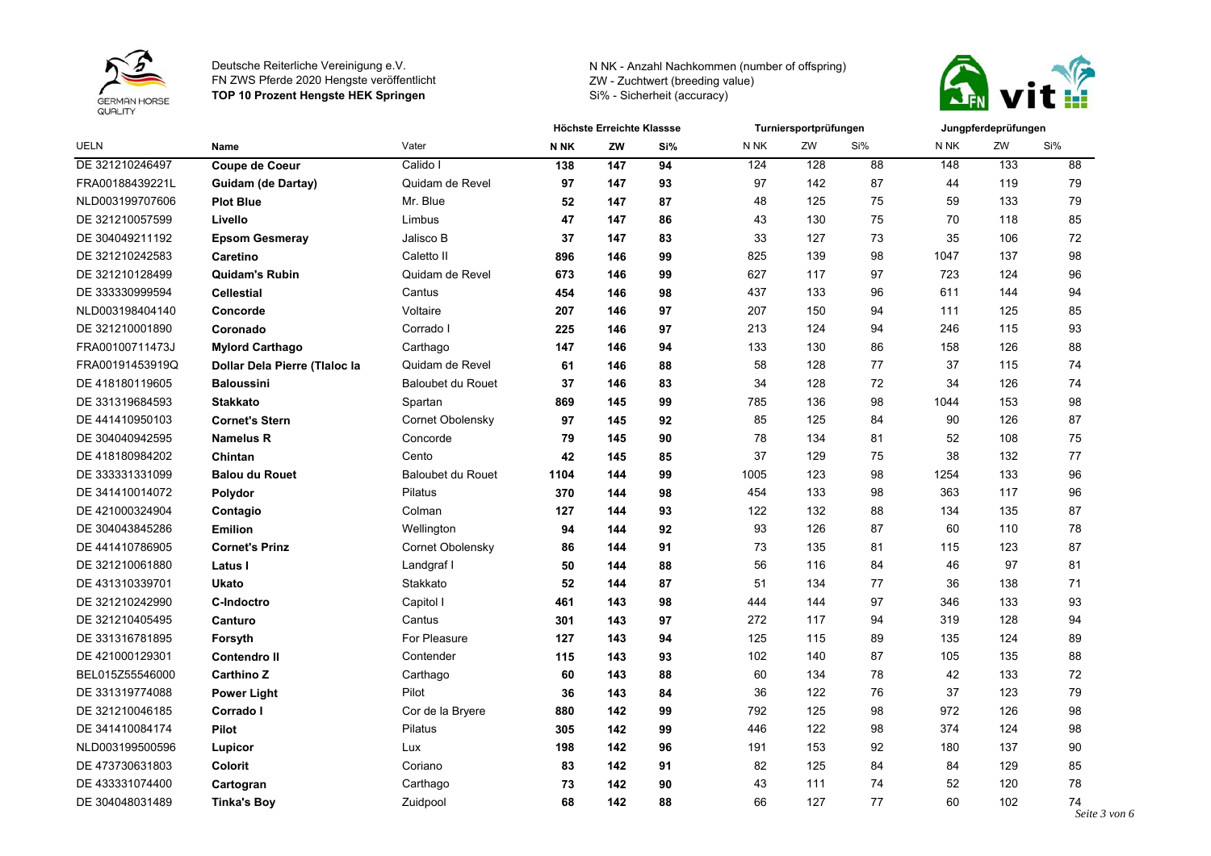Deutsche Reiterliche Vereinigung e.V.
FN ZWS Pferde 2020 Hengste veröffentlicht
**TOP 10 Prozent Hengste HEK Springen**

N NK - Anzahl Nachkommen (number of offspring)
ZW - Zuchtwert (breeding value)
Si% - Sicherheit (accuracy)

| | | | Höchste Erreichte Klassse | | | Turniersportprüfungen | | | Jungpferdeprüfungen | | |
|---|---|---|---|---|---|---|---|---|---|---|---|
| UELN | Name | Vater | N NK | ZW | Si% | N NK | ZW | Si% | N NK | ZW | Si% |
| DE 321210246497 | **Coupe de Coeur** | Calido I | **138** | **147** | **94** | 124 | 128 | 88 | 148 | 133 | 88 |
| FRA00188439221L | **Guidam (de Dartay)** | Quidam de Revel | **97** | **147** | **93** | 97 | 142 | 87 | 44 | 119 | 79 |
| NLD003199707606 | **Plot Blue** | Mr. Blue | **52** | **147** | **87** | 48 | 125 | 75 | 59 | 133 | 79 |
| DE 321210057599 | **Livello** | Limbus | **47** | **147** | **86** | 43 | 130 | 75 | 70 | 118 | 85 |
| DE 304049211192 | **Epsom Gesmeray** | Jalisco B | **37** | **147** | **83** | 33 | 127 | 73 | 35 | 106 | 72 |
| DE 321210242583 | **Caretino** | Caletto II | **896** | **146** | **99** | 825 | 139 | 98 | 1047 | 137 | 98 |
| DE 321210128499 | **Quidam's Rubin** | Quidam de Revel | **673** | **146** | **99** | 627 | 117 | 97 | 723 | 124 | 96 |
| DE 333330999594 | **Cellestial** | Cantus | **454** | **146** | **98** | 437 | 133 | 96 | 611 | 144 | 94 |
| NLD003198404140 | **Concorde** | Voltaire | **207** | **146** | **97** | 207 | 150 | 94 | 111 | 125 | 85 |
| DE 321210001890 | **Coronado** | Corrado I | **225** | **146** | **97** | 213 | 124 | 94 | 246 | 115 | 93 |
| FRA00100711473J | **Mylord Carthago** | Carthago | **147** | **146** | **94** | 133 | 130 | 86 | 158 | 126 | 88 |
| FRA00191453919Q | **Dollar Dela Pierre (Tlaloc la** | Quidam de Revel | **61** | **146** | **88** | 58 | 128 | 77 | 37 | 115 | 74 |
| DE 418180119605 | **Baloussini** | Baloubet du Rouet | **37** | **146** | **83** | 34 | 128 | 72 | 34 | 126 | 74 |
| DE 331319684593 | **Stakkato** | Spartan | **869** | **145** | **99** | 785 | 136 | 98 | 1044 | 153 | 98 |
| DE 441410950103 | **Cornet's Stern** | Cornet Obolensky | **97** | **145** | **92** | 85 | 125 | 84 | 90 | 126 | 87 |
| DE 304040942595 | **Namelus R** | Concorde | **79** | **145** | **90** | 78 | 134 | 81 | 52 | 108 | 75 |
| DE 418180984202 | **Chintan** | Cento | **42** | **145** | **85** | 37 | 129 | 75 | 38 | 132 | 77 |
| DE 333331331099 | **Balou du Rouet** | Baloubet du Rouet | **1104** | **144** | **99** | 1005 | 123 | 98 | 1254 | 133 | 96 |
| DE 341410014072 | **Polydor** | Pilatus | **370** | **144** | **98** | 454 | 133 | 98 | 363 | 117 | 96 |
| DE 421000324904 | **Contagio** | Colman | **127** | **144** | **93** | 122 | 132 | 88 | 134 | 135 | 87 |
| DE 304043845286 | **Emilion** | Wellington | **94** | **144** | **92** | 93 | 126 | 87 | 60 | 110 | 78 |
| DE 441410786905 | **Cornet's Prinz** | Cornet Obolensky | **86** | **144** | **91** | 73 | 135 | 81 | 115 | 123 | 87 |
| DE 321210061880 | **Latus I** | Landgraf I | **50** | **144** | **88** | 56 | 116 | 84 | 46 | 97 | 81 |
| DE 431310339701 | **Ukato** | Stakkato | **52** | **144** | **87** | 51 | 134 | 77 | 36 | 138 | 71 |
| DE 321210242990 | **C-Indoctro** | Capitol I | **461** | **143** | **98** | 444 | 144 | 97 | 346 | 133 | 93 |
| DE 321210405495 | **Canturo** | Cantus | **301** | **143** | **97** | 272 | 117 | 94 | 319 | 128 | 94 |
| DE 331316781895 | **Forsyth** | For Pleasure | **127** | **143** | **94** | 125 | 115 | 89 | 135 | 124 | 89 |
| DE 421000129301 | **Contendro II** | Contender | **115** | **143** | **93** | 102 | 140 | 87 | 105 | 135 | 88 |
| BEL015Z55546000 | **Carthino Z** | Carthago | **60** | **143** | **88** | 60 | 134 | 78 | 42 | 133 | 72 |
| DE 331319774088 | **Power Light** | Pilot | **36** | **143** | **84** | 36 | 122 | 76 | 37 | 123 | 79 |
| DE 321210046185 | **Corrado I** | Cor de la Bryere | **880** | **142** | **99** | 792 | 125 | 98 | 972 | 126 | 98 |
| DE 341410084174 | **Pilot** | Pilatus | **305** | **142** | **99** | 446 | 122 | 98 | 374 | 124 | 98 |
| NLD003199500596 | **Lupicor** | Lux | **198** | **142** | **96** | 191 | 153 | 92 | 180 | 137 | 90 |
| DE 473730631803 | **Colorit** | Coriano | **83** | **142** | **91** | 82 | 125 | 84 | 84 | 129 | 85 |
| DE 433331074400 | **Cartogran** | Carthago | **73** | **142** | **90** | 43 | 111 | 74 | 52 | 120 | 78 |
| DE 304048031489 | **Tinka's Boy** | Zuidpool | **68** | **142** | **88** | 66 | 127 | 77 | 60 | 102 | 74 |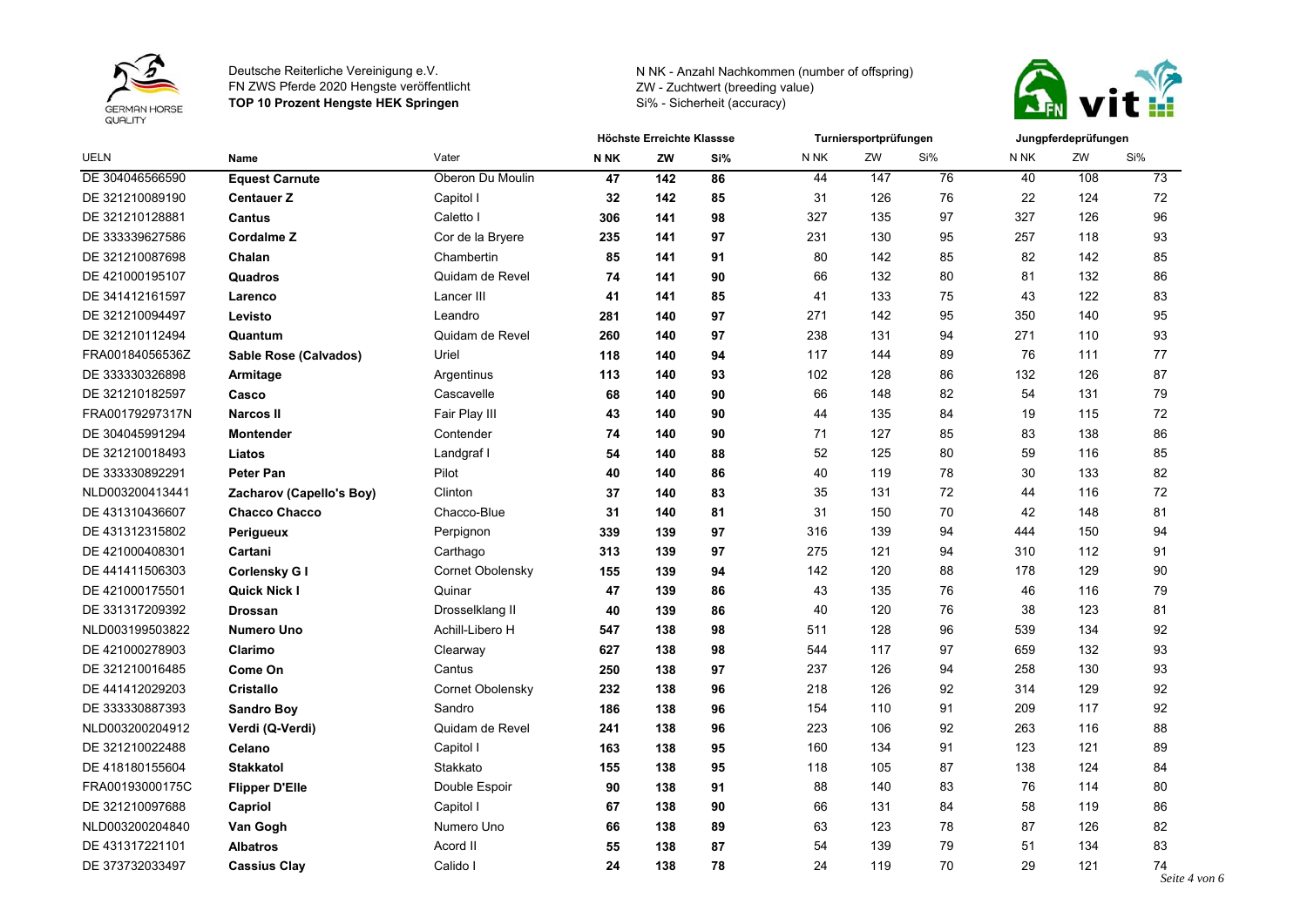Deutsche Reiterliche Vereinigung e.V.
FN ZWS Pferde 2020 Hengste veröffentlicht
**TOP 10 Prozent Hengste HEK Springen**

N NK - Anzahl Nachkommen (number of offspring)
ZW - Zuchtwert (breeding value)
Si% - Sicherheit (accuracy)

| | | | Höchste Erreichte Klassse | | | Turniersportprüfungen | | | Jungpferdeprüfungen | | |
|---|---|---|---|---|---|---|---|---|---|---|---|
| UELN | Name | Vater | N NK | ZW | Si% | N NK | ZW | Si% | N NK | ZW | Si% |
| DE 304046566590 | **Equest Carnute** | Oberon Du Moulin | **47** | **142** | **86** | 44 | 147 | 76 | 40 | 108 | 73 |
| DE 321210089190 | **Centauer Z** | Capitol I | **32** | **142** | **85** | 31 | 126 | 76 | 22 | 124 | 72 |
| DE 321210128881 | **Cantus** | Caletto I | **306** | **141** | **98** | 327 | 135 | 97 | 327 | 126 | 96 |
| DE 333339627586 | **Cordalme Z** | Cor de la Bryere | **235** | **141** | **97** | 231 | 130 | 95 | 257 | 118 | 93 |
| DE 321210087698 | **Chalan** | Chambertin | **85** | **141** | **91** | 80 | 142 | 85 | 82 | 142 | 85 |
| DE 421000195107 | **Quadros** | Quidam de Revel | **74** | **141** | **90** | 66 | 132 | 80 | 81 | 132 | 86 |
| DE 341412161597 | **Larenco** | Lancer III | **41** | **141** | **85** | 41 | 133 | 75 | 43 | 122 | 83 |
| DE 321210094497 | **Levisto** | Leandro | **281** | **140** | **97** | 271 | 142 | 95 | 350 | 140 | 95 |
| DE 321210112494 | **Quantum** | Quidam de Revel | **260** | **140** | **97** | 238 | 131 | 94 | 271 | 110 | 93 |
| FRA00184056536Z | **Sable Rose (Calvados)** | Uriel | **118** | **140** | **94** | 117 | 144 | 89 | 76 | 111 | 77 |
| DE 333330326898 | **Armitage** | Argentinus | **113** | **140** | **93** | 102 | 128 | 86 | 132 | 126 | 87 |
| DE 321210182597 | **Casco** | Cascavelle | **68** | **140** | **90** | 66 | 148 | 82 | 54 | 131 | 79 |
| FRA00179297317N | **Narcos II** | Fair Play III | **43** | **140** | **90** | 44 | 135 | 84 | 19 | 115 | 72 |
| DE 304045991294 | **Montender** | Contender | **74** | **140** | **90** | 71 | 127 | 85 | 83 | 138 | 86 |
| DE 321210018493 | **Liatos** | Landgraf I | **54** | **140** | **88** | 52 | 125 | 80 | 59 | 116 | 85 |
| DE 333330892291 | **Peter Pan** | Pilot | **40** | **140** | **86** | 40 | 119 | 78 | 30 | 133 | 82 |
| NLD003200413441 | **Zacharov (Capello's Boy)** | Clinton | **37** | **140** | **83** | 35 | 131 | 72 | 44 | 116 | 72 |
| DE 431310436607 | **Chacco Chacco** | Chacco-Blue | **31** | **140** | **81** | 31 | 150 | 70 | 42 | 148 | 81 |
| DE 431312315802 | **Perigueux** | Perpignon | **339** | **139** | **97** | 316 | 139 | 94 | 444 | 150 | 94 |
| DE 421000408301 | **Cartani** | Carthago | **313** | **139** | **97** | 275 | 121 | 94 | 310 | 112 | 91 |
| DE 441411506303 | **Corlensky G I** | Cornet Obolensky | **155** | **139** | **94** | 142 | 120 | 88 | 178 | 129 | 90 |
| DE 421000175501 | **Quick Nick I** | Quinar | **47** | **139** | **86** | 43 | 135 | 76 | 46 | 116 | 79 |
| DE 331317209392 | **Drossan** | Drosselklang II | **40** | **139** | **86** | 40 | 120 | 76 | 38 | 123 | 81 |
| NLD003199503822 | **Numero Uno** | Achill-Libero H | **547** | **138** | **98** | 511 | 128 | 96 | 539 | 134 | 92 |
| DE 421000278903 | **Clarimo** | Clearway | **627** | **138** | **98** | 544 | 117 | 97 | 659 | 132 | 93 |
| DE 321210016485 | **Come On** | Cantus | **250** | **138** | **97** | 237 | 126 | 94 | 258 | 130 | 93 |
| DE 441412029203 | **Cristallo** | Cornet Obolensky | **232** | **138** | **96** | 218 | 126 | 92 | 314 | 129 | 92 |
| DE 333330887393 | **Sandro Boy** | Sandro | **186** | **138** | **96** | 154 | 110 | 91 | 209 | 117 | 92 |
| NLD003200204912 | **Verdi (Q-Verdi)** | Quidam de Revel | **241** | **138** | **96** | 223 | 106 | 92 | 263 | 116 | 88 |
| DE 321210022488 | **Celano** | Capitol I | **163** | **138** | **95** | 160 | 134 | 91 | 123 | 121 | 89 |
| DE 418180155604 | **Stakkatol** | Stakkato | **155** | **138** | **95** | 118 | 105 | 87 | 138 | 124 | 84 |
| FRA00193000175C | **Flipper D'Elle** | Double Espoir | **90** | **138** | **91** | 88 | 140 | 83 | 76 | 114 | 80 |
| DE 321210097688 | **Capriol** | Capitol I | **67** | **138** | **90** | 66 | 131 | 84 | 58 | 119 | 86 |
| NLD003200204840 | **Van Gogh** | Numero Uno | **66** | **138** | **89** | 63 | 123 | 78 | 87 | 126 | 82 |
| DE 431317221101 | **Albatros** | Acord II | **55** | **138** | **87** | 54 | 139 | 79 | 51 | 134 | 83 |
| DE 373732033497 | **Cassius Clay** | Calido I | **24** | **138** | **78** | 24 | 119 | 70 | 29 | 121 | 74 |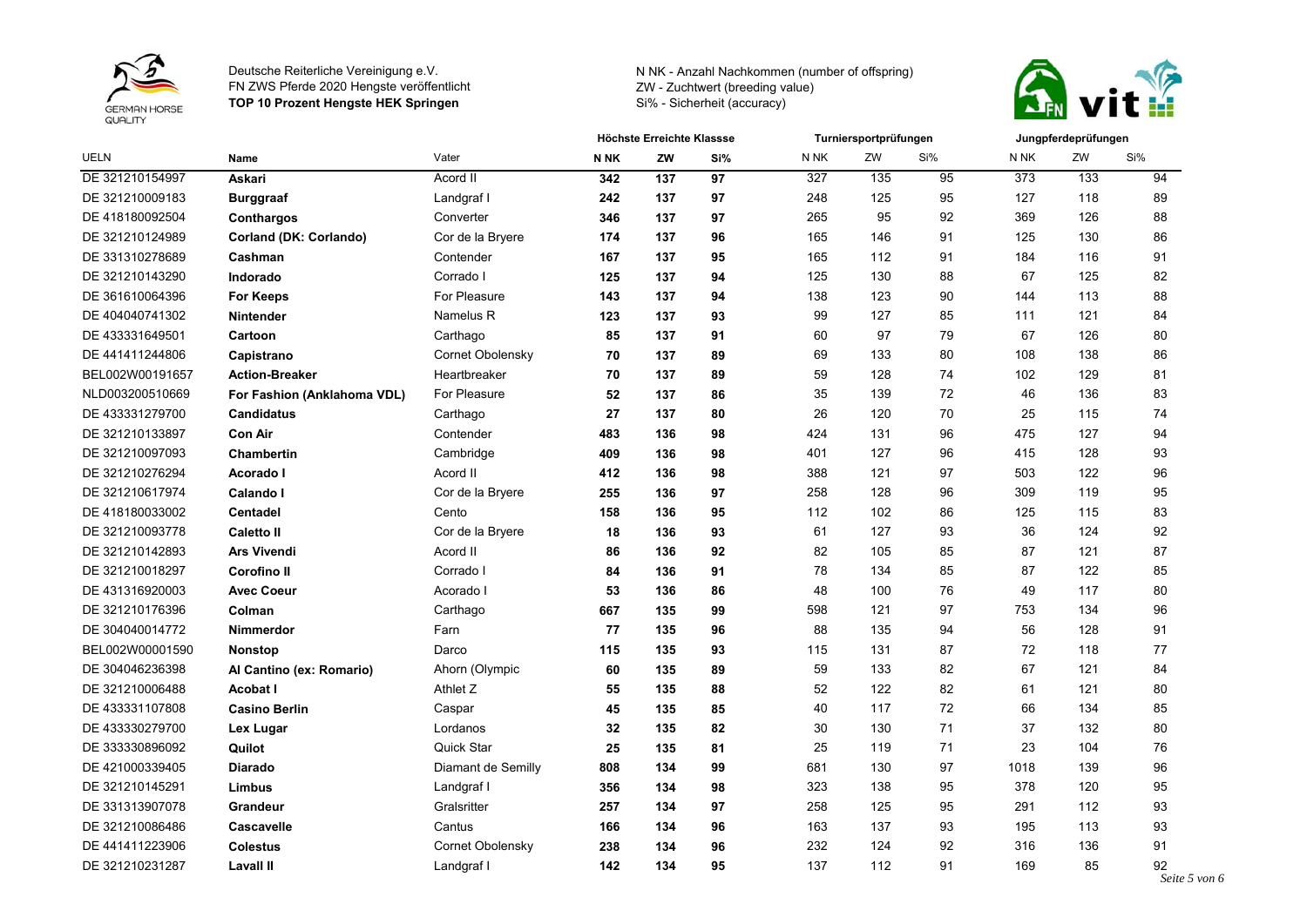Deutsche Reiterliche Vereinigung e.V.
FN ZWS Pferde 2020 Hengste veröffentlicht
**TOP 10 Prozent Hengste HEK Springen**

N NK - Anzahl Nachkommen (number of offspring)
ZW - Zuchtwert (breeding value)
Si% - Sicherheit (accuracy)

| | | | Höchste Erreichte Klassse | | | Turniersportprüfungen | | | Jungpferdeprüfungen | | |
|---|---|---|---|---|---|---|---|---|---|---|---|
| UELN | Name | Vater | N NK | ZW | Si% | N NK | ZW | Si% | N NK | ZW | Si% |
| DE 321210154997 | **Askari** | Acord II | **342** | **137** | **97** | 327 | 135 | 95 | 373 | 133 | 94 |
| DE 321210009183 | **Burggraaf** | Landgraf I | **242** | **137** | **97** | 248 | 125 | 95 | 127 | 118 | 89 |
| DE 418180092504 | **Conthargos** | Converter | **346** | **137** | **97** | 265 | 95 | 92 | 369 | 126 | 88 |
| DE 321210124989 | **Corland (DK: Corlando)** | Cor de la Bryere | **174** | **137** | **96** | 165 | 146 | 91 | 125 | 130 | 86 |
| DE 331310278689 | **Cashman** | Contender | **167** | **137** | **95** | 165 | 112 | 91 | 184 | 116 | 91 |
| DE 321210143290 | **Indorado** | Corrado I | **125** | **137** | **94** | 125 | 130 | 88 | 67 | 125 | 82 |
| DE 361610064396 | **For Keeps** | For Pleasure | **143** | **137** | **94** | 138 | 123 | 90 | 144 | 113 | 88 |
| DE 404040741302 | **Nintender** | Namelus R | **123** | **137** | **93** | 99 | 127 | 85 | 111 | 121 | 84 |
| DE 433331649501 | **Cartoon** | Carthago | **85** | **137** | **91** | 60 | 97 | 79 | 67 | 126 | 80 |
| DE 441411244806 | **Capistrano** | Cornet Obolensky | **70** | **137** | **89** | 69 | 133 | 80 | 108 | 138 | 86 |
| BEL002W00191657 | **Action-Breaker** | Heartbreaker | **70** | **137** | **89** | 59 | 128 | 74 | 102 | 129 | 81 |
| NLD003200510669 | **For Fashion (Anklahoma VDL)** | For Pleasure | **52** | **137** | **86** | 35 | 139 | 72 | 46 | 136 | 83 |
| DE 433331279700 | **Candidatus** | Carthago | **27** | **137** | **80** | 26 | 120 | 70 | 25 | 115 | 74 |
| DE 321210133897 | **Con Air** | Contender | **483** | **136** | **98** | 424 | 131 | 96 | 475 | 127 | 94 |
| DE 321210097093 | **Chambertin** | Cambridge | **409** | **136** | **98** | 401 | 127 | 96 | 415 | 128 | 93 |
| DE 321210276294 | **Acorado I** | Acord II | **412** | **136** | **98** | 388 | 121 | 97 | 503 | 122 | 96 |
| DE 321210617974 | **Calando I** | Cor de la Bryere | **255** | **136** | **97** | 258 | 128 | 96 | 309 | 119 | 95 |
| DE 418180033002 | **Centadel** | Cento | **158** | **136** | **95** | 112 | 102 | 86 | 125 | 115 | 83 |
| DE 321210093778 | **Caletto II** | Cor de la Bryere | **18** | **136** | **93** | 61 | 127 | 93 | 36 | 124 | 92 |
| DE 321210142893 | **Ars Vivendi** | Acord II | **86** | **136** | **92** | 82 | 105 | 85 | 87 | 121 | 87 |
| DE 321210018297 | **Corofino II** | Corrado I | **84** | **136** | **91** | 78 | 134 | 85 | 87 | 122 | 85 |
| DE 431316920003 | **Avec Coeur** | Acorado I | **53** | **136** | **86** | 48 | 100 | 76 | 49 | 117 | 80 |
| DE 321210176396 | **Colman** | Carthago | **667** | **135** | **99** | 598 | 121 | 97 | 753 | 134 | 96 |
| DE 304040014772 | **Nimmerdor** | Farn | **77** | **135** | **96** | 88 | 135 | 94 | 56 | 128 | 91 |
| BEL002W00001590 | **Nonstop** | Darco | **115** | **135** | **93** | 115 | 131 | 87 | 72 | 118 | 77 |
| DE 304046236398 | **Al Cantino (ex: Romario)** | Ahorn (Olympic | **60** | **135** | **89** | 59 | 133 | 82 | 67 | 121 | 84 |
| DE 321210006488 | **Acobat I** | Athlet Z | **55** | **135** | **88** | 52 | 122 | 82 | 61 | 121 | 80 |
| DE 433331107808 | **Casino Berlin** | Caspar | **45** | **135** | **85** | 40 | 117 | 72 | 66 | 134 | 85 |
| DE 433330279700 | **Lex Lugar** | Lordanos | **32** | **135** | **82** | 30 | 130 | 71 | 37 | 132 | 80 |
| DE 333330896092 | **Quilot** | Quick Star | **25** | **135** | **81** | 25 | 119 | 71 | 23 | 104 | 76 |
| DE 421000339405 | **Diarado** | Diamant de Semilly | **808** | **134** | **99** | 681 | 130 | 97 | 1018 | 139 | 96 |
| DE 321210145291 | **Limbus** | Landgraf I | **356** | **134** | **98** | 323 | 138 | 95 | 378 | 120 | 95 |
| DE 331313907078 | **Grandeur** | Gralsritter | **257** | **134** | **97** | 258 | 125 | 95 | 291 | 112 | 93 |
| DE 321210086486 | **Cascavelle** | Cantus | **166** | **134** | **96** | 163 | 137 | 93 | 195 | 113 | 93 |
| DE 441411223906 | **Colestus** | Cornet Obolensky | **238** | **134** | **96** | 232 | 124 | 92 | 316 | 136 | 91 |
| DE 321210231287 | **Lavall II** | Landgraf I | **142** | **134** | **95** | 137 | 112 | 91 | 169 | 85 | 92 |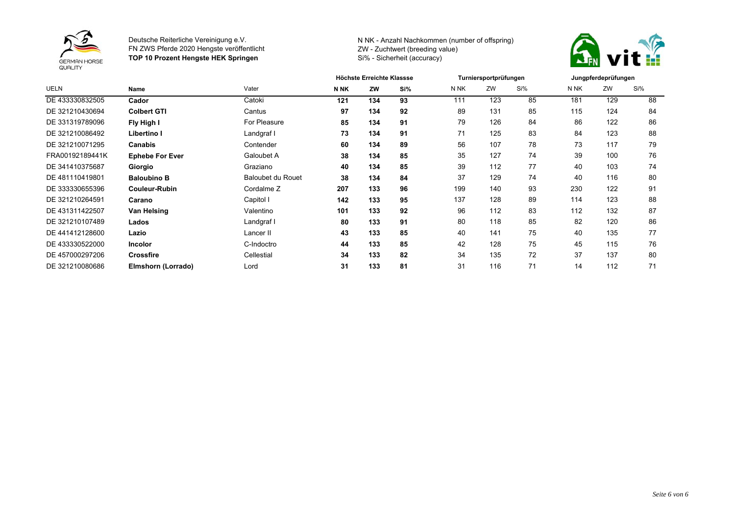Deutsche Reiterliche Vereinigung e.V.
FN ZWS Pferde 2020 Hengste veröffentlicht
**TOP 10 Prozent Hengste HEK Springen**

N NK - Anzahl Nachkommen (number of offspring)
ZW - Zuchtwert (breeding value)
Si% - Sicherheit (accuracy)

| | | | **Höchste Erreichte Klassse** | | | **Turniersportprüfungen** | | | **Jungpferdeprüfungen** | | |
|---|---|---|---|---|---|---|---|---|---|---|---|
| UELN | **Name** | Vater | **N NK** | **ZW** | **Si%** | N NK | ZW | Si% | N NK | ZW | Si% |
| DE 433330832505 | **Cador** | Catoki | **121** | **134** | **93** | 111 | 123 | 85 | 181 | 129 | 88 |
| DE 321210430694 | **Colbert GTI** | Cantus | **97** | **134** | **92** | 89 | 131 | 85 | 115 | 124 | 84 |
| DE 331319789096 | **Fly High I** | For Pleasure | **85** | **134** | **91** | 79 | 126 | 84 | 86 | 122 | 86 |
| DE 321210086492 | **Libertino I** | Landgraf I | **73** | **134** | **91** | 71 | 125 | 83 | 84 | 123 | 88 |
| DE 321210071295 | **Canabis** | Contender | **60** | **134** | **89** | 56 | 107 | 78 | 73 | 117 | 79 |
| FRA00192189441K | **Ephebe For Ever** | Galoubet A | **38** | **134** | **85** | 35 | 127 | 74 | 39 | 100 | 76 |
| DE 341410375687 | **Giorgio** | Graziano | **40** | **134** | **85** | 39 | 112 | 77 | 40 | 103 | 74 |
| DE 481110419801 | **Baloubino B** | Baloubet du Rouet | **38** | **134** | **84** | 37 | 129 | 74 | 40 | 116 | 80 |
| DE 333330655396 | **Couleur-Rubin** | Cordalme Z | **207** | **133** | **96** | 199 | 140 | 93 | 230 | 122 | 91 |
| DE 321210264591 | **Carano** | Capitol I | **142** | **133** | **95** | 137 | 128 | 89 | 114 | 123 | 88 |
| DE 431311422507 | **Van Helsing** | Valentino | **101** | **133** | **92** | 96 | 112 | 83 | 112 | 132 | 87 |
| DE 321210107489 | **Lados** | Landgraf I | **80** | **133** | **91** | 80 | 118 | 85 | 82 | 120 | 86 |
| DE 441412128600 | **Lazio** | Lancer II | **43** | **133** | **85** | 40 | 141 | 75 | 40 | 135 | 77 |
| DE 433330522000 | **Incolor** | C-Indoctro | **44** | **133** | **85** | 42 | 128 | 75 | 45 | 115 | 76 |
| DE 457000297206 | **Crossfire** | Cellestial | **34** | **133** | **82** | 34 | 135 | 72 | 37 | 137 | 80 |
| DE 321210080686 | **Elmshorn (Lorrado)** | Lord | **31** | **133** | **81** | 31 | 116 | 71 | 14 | 112 | 71 |